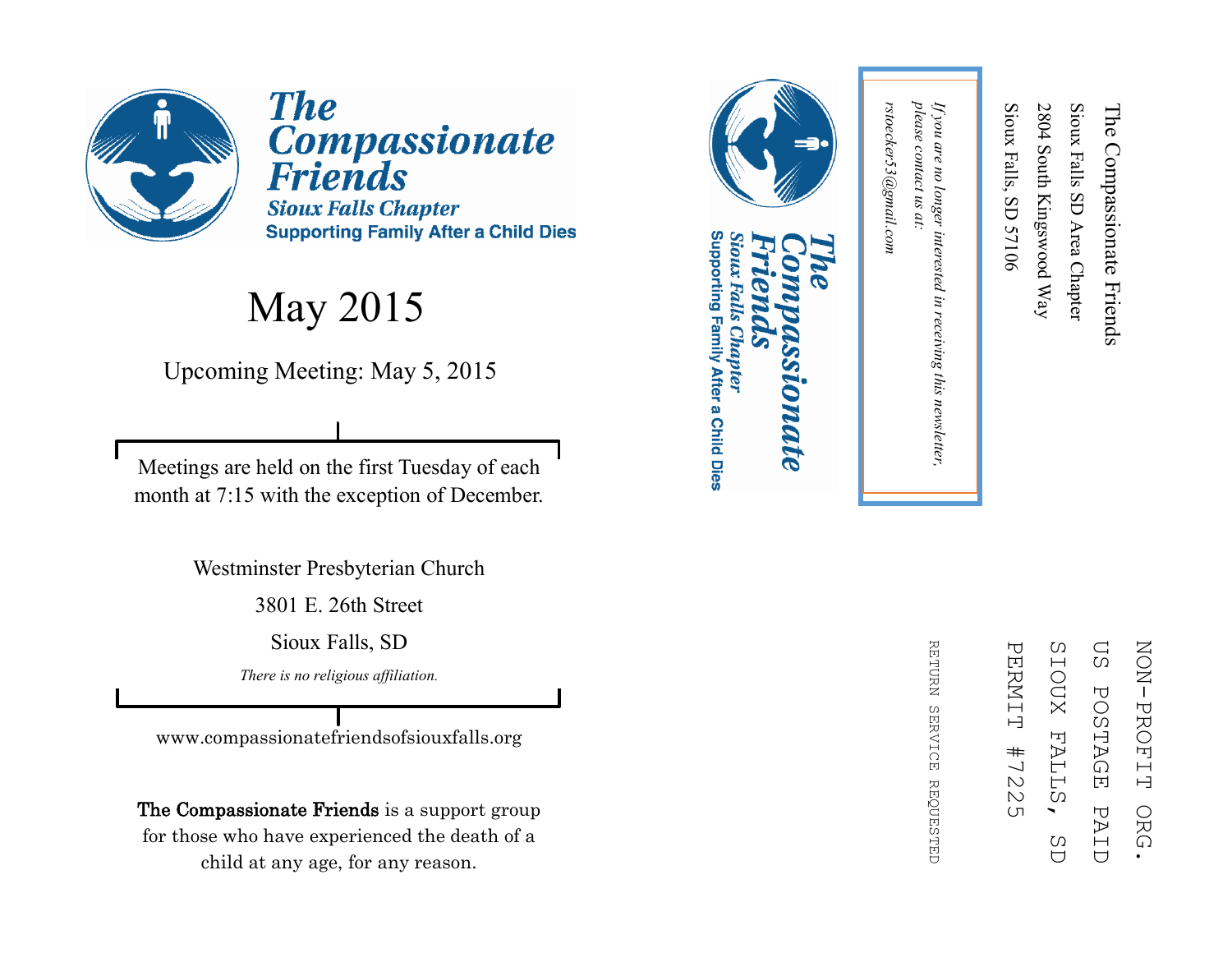# The Compassionate Friends

### Sioux Falls Chapter

**Supporting Family After a Child Dies**

## May 2015

Upcoming Meeting: May 5, 2015

Meetings are held on the first Tuesday of each month at 7:15 with the exception of December.

Westminster Presbyterian Church

3801 E. 26th Street

Sioux Falls, SD

*There is no religious affiliation.*

www.compassionatefriendsofsiouxfalls.org

**The Compassionate Friends** is a support group for those who have experienced the death of a child at any age, for any reason.

---

The Compassionate Friends
Sioux Falls SD Area Chapter
2804 South Kingswood Way
Sioux Falls, SD 57106

NON-PROFIT ORG.
US POSTAGE PAID
SIOUX FALLS, SD
PERMIT #7225

RETURN SERVICE REQUESTED

**The Compassionate Friends**
*Sioux Falls Chapter*
**Supporting Family After a Child Dies**

*If you are no longer interested in receiving this newsletter, please contact us at: rstoecker53@gmail.com*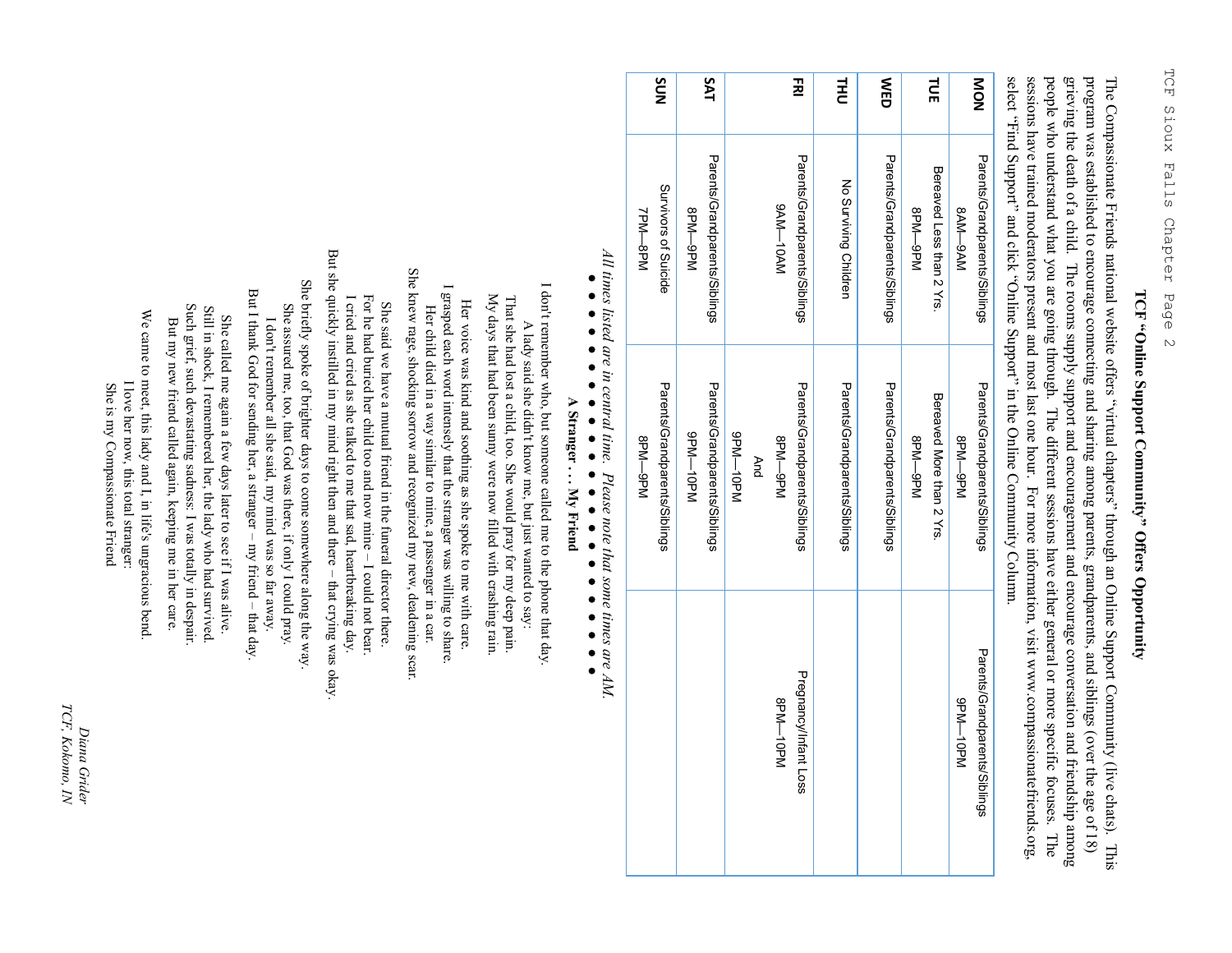## TCF "Online Support Community" Offers Opportunity

The Compassionate Friends national website offers "virtual chapters" through an Online Support Community (live chats). This program was established to encourage connecting and sharing among parents, grandparents, and siblings (over the age of 18) grieving the death of a child. The rooms supply support and encouragement and encourage conversation and friendship among people who understand what you are going through. The different sessions have either general or more specific focuses. The sessions have trained moderators present and most last one hour. For more information, visit www.compassionatefriends.org, select "Find Support" and click "Online Support" in the Online Community Column.

| | | | |
|---|---|---|---|
| **MON** | Parents/Grandparents/Siblings 8AM—9AM | Parents/Grandparents/Siblings 8PM—9PM | Parents/Grandparents/Siblings 9PM—10PM |
| **TUE** | Bereaved Less than 2 Yrs. 8PM—9PM | Bereaved More than 2 Yrs. 8PM—9PM | |
| **WED** | Parents/Grandparents/Siblings | Parents/Grandparents/Siblings | |
| **THU** | No Surviving Children | Parents/Grandparents/Siblings | |
| **FRI** | Parents/Grandparents/Siblings 9AM—10AM | Parents/Grandparents/Siblings 8PM—9PM And 9PM—10PM | Pregnancy/Infant Loss 8PM—10PM |
| **SAT** | Parents/Grandparents/Siblings 8PM—9PM | Parents/Grandparents/Siblings 9PM—10PM | |
| **SUN** | Survivors of Suicide 7PM—8PM | Parents/Grandparents/Siblings 8PM—9PM | |

*All times listed are in central time. Please note that some times are AM.*

● ● ● ● ● ● ● ● ● ● ● ● ● ● ● ● ● ● ● ● ● ● ● ● ● ● ● ● ● ● ●

### A Stranger . . . My Friend

I don't remember who, but someone called me to the phone that day.
A lady said she didn't know me, but just wanted to say:
That she had lost a child, too. She would pray for my deep pain.
My days that had been sunny were now filled with crashing rain.

Her voice was kind and soothing as she spoke to me with care.
I grasped each word intensely that the stranger was willing to share.
Her child died in a way similar to mine, a passenger in a car.
She knew rage, shocking sorrow and recognized my new, deadening scar.

She said we have a mutual friend in the funeral director there.
For he had buried her child too and now mine – I could not bear.
I cried and cried as she talked to me that sad, heartbreaking day.
But she quickly instilled in my mind right then and there – that crying was okay.

She briefly spoke of brighter days to come somewhere along the way.
She assured me, too, that God was there, if only I could pray.
I don't remember all she said, my mind was so far away.
But I thank God for sending her, a stranger – my friend – that day.

She called me again a few days later to see if I was alive.
Still in shock, I remembered her, the lady who had survived.
Such grief, such devastating sadness: I was totally in despair.
But my new friend called again, keeping me in her care.

We came to meet, this lady and I, in life's ungracious bend.
I love her now, this total stranger:
She is my Compassionate Friend

*Diana Grider*
*TCF, Kokomo, IN*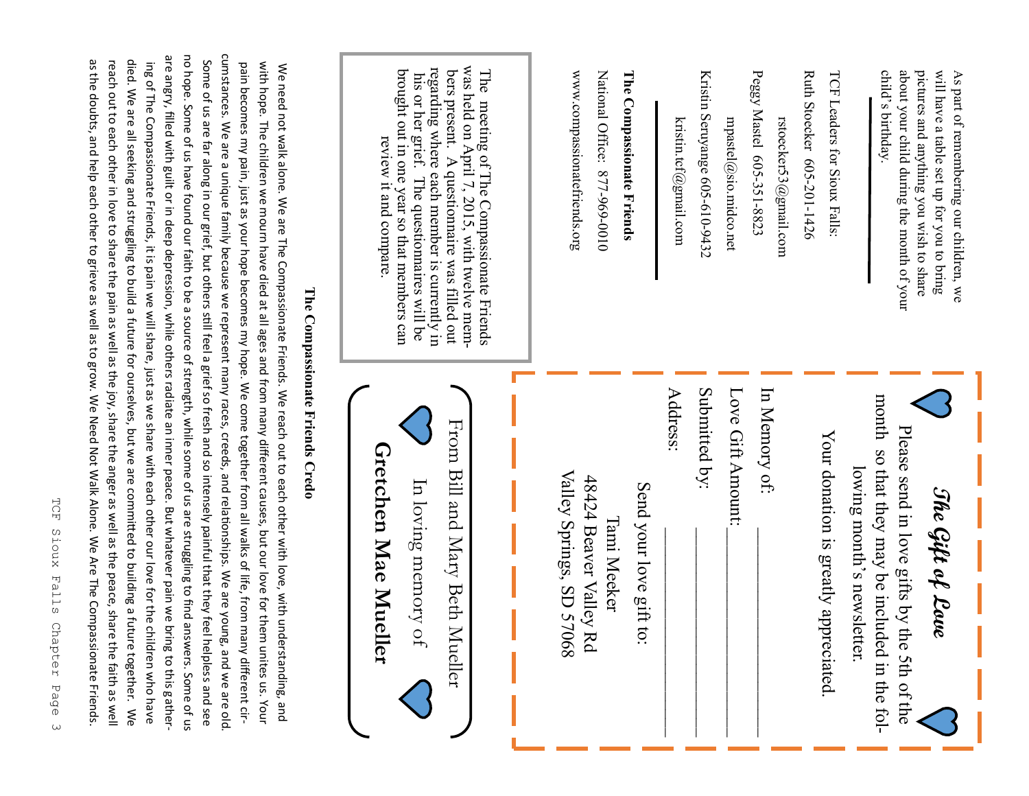As part of remembering our children, we will have a table set up for you to bring pictures and anything you wish to share about your child during the month of your child's birthday.

---

TCF Leaders for Sioux Falls:

Ruth Stoecker 605-201-1426

rstoecker53@gmail.com

Peggy Mastel 605-351-8823

mpastel@sio.midco.net

Kristin Seruyange 605-610-9432

kristin.tcf@gmail.com

---

**The Compassionate Friends**

National Office: 877-969-0010

www.compassionatefriends.org

The meeting of The Compassionate Friends was held on April 7, 2015, with twelve members present. A questionnaire was filled out regarding where each member is currently in his or her grief. The questionnaire will be brought out in one year so that members can review it and compare.

## *The Gift of Love*

Please send in love gifts by the 5th of the month so that they may be included in the following month's newsletter.

Your donation is greatly appreciated.

In Memory of: ____________________

Love Gift Amount: ____________________

Submitted by: ____________________

Address: ____________________

Send your love gift to:

Tami Meeker
48424 Beaver Valley Rd
Valley Springs, SD 57068

From Bill and Mary Beth Mueller

In loving memory of

**Gretchen Mae Mueller**

### The Compassionate Friends Credo

We need not walk alone. We are The Compassionate Friends. We reach out to each other with love, with understanding, and with hope. The children we mourn have died at all ages and from many different causes, but our love for them unites us. Your pain becomes my pain, just as your hope becomes my hope. We come together from all walks of life, from many different circumstances. We are a unique family because we represent many races, creeds, and relationships. We are young, and we are old. Some of us are far along in our grief, but others still feel a grief so fresh and so intensely painful that they feel helpless and see no hope. Some of us have found our faith to be a source of strength, while some of us are struggling to find answers. Some of us are angry, filled with guilt or in deep depression, while others radiate an inner peace. But whatever pain we bring to this gathering of The Compassionate Friends, it is pain we will share, just as we share with each other our love for the children who have died. We are all seeking and struggling to build a future for ourselves, but we are committed to building a future together. We reach out to each other in love to share the pain as well as the joy, share the anger as well as the peace, share the faith as well as the doubts, and help each other to grieve as well as to grow. We Need Not Walk Alone. We Are The Compassionate Friends.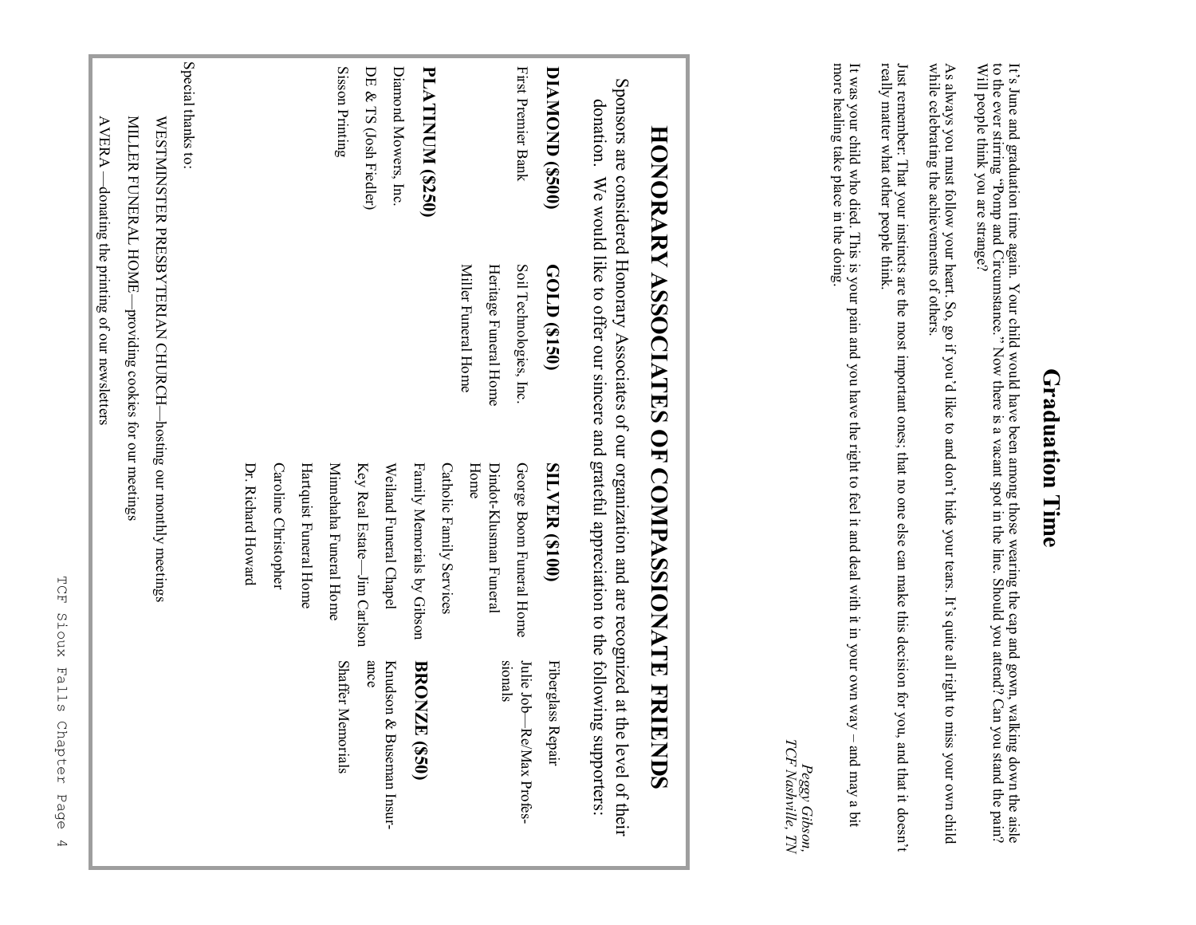# Graduation Time

It's June and graduation time again. Your child would have been among those wearing the cap and gown, walking down the aisle to the ever stirring "Pomp and Circumstance." Now there is a vacant spot in the line. Should you attend? Can you stand the pain? Will people think you are strange?

As always you must follow your heart. So, go if you'd like to and don't hide your tears. It's quite all right to miss your own child while celebrating the achievements of others.

Just remember: That your instincts are the most important ones; that no one else can make this decision for you, and that it doesn't really matter what other people think.

It was your child who died. This is your pain and you have the right to feel it and deal with it in your own way – and may a bit more healing take place in the doing.

*Peggy Gibson,*
*TCF Nashville, TN*

# HONORARY ASSOCIATES OF COMPASSIONATE FRIENDS

Sponsors are considered Honorary Associates of our organization and are recognized at the level of their donation. We would like to offer our sincere and grateful appreciation to the following supporters:

**DIAMOND ($500)**

First Premier Bank

**PLATINUM ($250)**

Diamond Mowers, Inc.
DE & TS (Josh Fiedler)
Sisson Printing

**GOLD ($150)**

Soil Technologies, Inc.
Heritage Funeral Home
Miller Funeral Home

**SILVER ($100)**

George Boom Funeral Home
Dindot-Klusman Funeral Home
Catholic Family Services
Family Memorials by Gibson
Weiland Funeral Chapel
Key Real Estate—Jim Carlson
Minnehaha Funeral Home
Hartquist Funeral Home
Caroline Christopher
Dr. Richard Howard
Fiberglass Repair
Julie Job—Re/Max Professionals

**BRONZE ($50)**

Knudson & Buseman Insurance
Shaffer Memorials

Special thanks to:

WESTMINSTER PRESBYTERIAN CHURCH—hosting our monthly meetings

MILLER FUNERAL HOME—providing cookies for our meetings

AVERA —donating the printing of our newsletters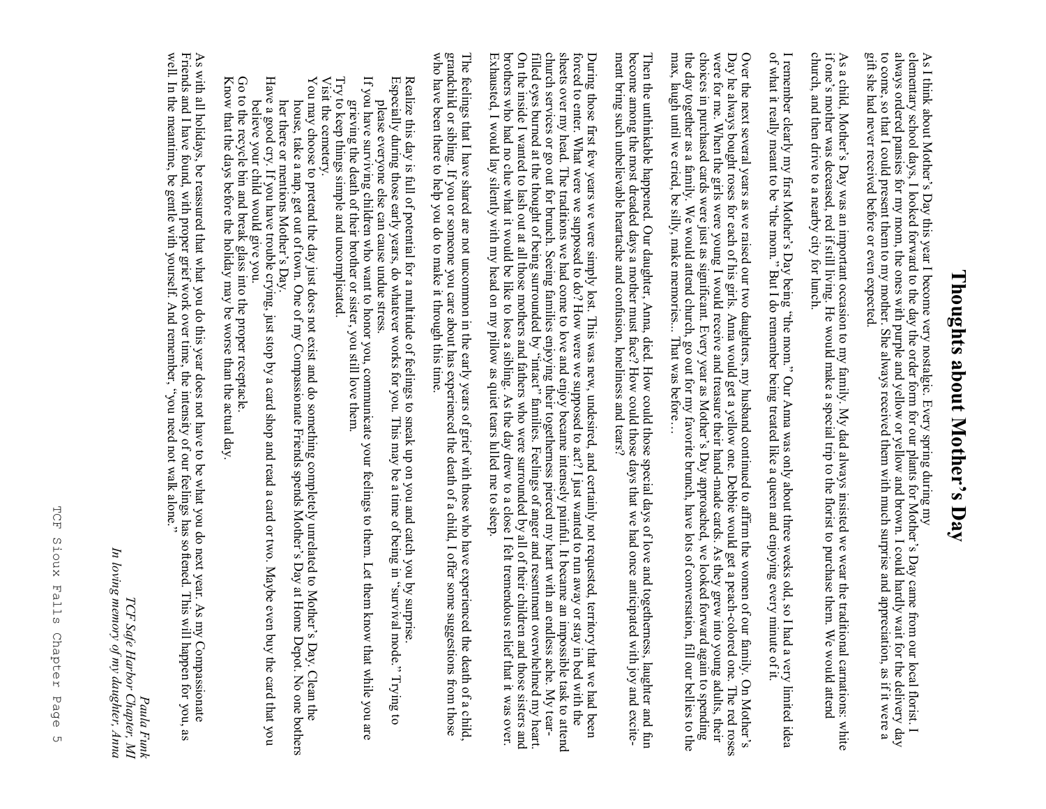# Thoughts about Mother's Day

As I think about Mother's Day this year I become very nostalgic. Every spring during my elementary school days, I looked forward to the day the order form for our plants for Mother's Day came from our local florist. I always ordered pansies for my mom, the ones with purple and yellow or yellow and brown. I could hardly wait for the delivery day to come, so that I could present them to my mother. She always received them with much surprise and appreciation, as if it were a gift she had never received before or even expected.

As a child, Mother's Day was an important occasion to my family. My dad always insisted we wear the traditional carnations: white if one's mother was deceased, red if still living. He would make a special trip to the florist to purchase them. We would attend church, and then drive to a nearby city for lunch.

I remember clearly my first Mother's Day being "the mom." Our Anna was only about three weeks old, so I had a very limited idea of what it really meant to be "the mom." But I do remember being treated like a queen and enjoying every minute of it.

Over the next several years as we raised our two daughters, my husband continued to affirm the women of our family. On Mother's Day he always bought roses for each of his girls. Anna would get a yellow one. Debbie would get a peach-colored one. The red roses were for me. When the girls were young I would receive and treasure their hand-made cards. As they grew into young adults, their choices in purchased cards were just as significant. Every year as Mother's Day approached, we looked forward again to spending the day together as a family. We would attend church, go out for my favorite brunch, have lots of conversation, fill our bellies to the max, laugh until we cried, be silly, make memories... That was before…

Then the unthinkable happened. Our daughter, Anna, died. How could those special days of love and togetherness, laughter and fun become among the most dreaded days a mother must face? How could those days that we had once anticipated with joy and excitement bring such unbelievable heartache and confusion, loneliness and tears?

During those first few years we were simply lost. This was new, undesired, and certainly not requested, territory that we had been forced to enter. What were we supposed to do? How were we supposed to act? I just wanted to run away or stay in bed with the sheets over my head. The traditions we had come to love and enjoy became intensely painful. It became an impossible task to attend church services or go out for brunch. Seeing families enjoying their togetherness pierced my heart with an endless ache. My tear-filled eyes burned at the thought of being surrounded by "intact" families. Feelings of anger and resentment overwhelmed my heart. On the inside I wanted to lash out at all those mothers and fathers who were surrounded by all of their children and those sisters and brothers who had no clue what it would be like to lose a sibling. As the day drew to a close I felt tremendous relief that it was over. Exhausted, I would lay silently with my head on my pillow as quiet tears lulled me to sleep.

The feelings that I have shared are not uncommon in the early years of grief with those who have experienced the death of a child, grandchild or sibling. If you or someone you care about has experienced the death of a child, I offer some suggestions from those who have been there to help you do to make it through this time.

Realize this day is full of potential for a multitude of feelings to sneak up on you and catch you by surprise.
Especially during those early years, do whatever works for you. This may be a time of being in "survival mode." Trying to please everyone else can cause undue stress.
If you have surviving children who want to honor you, communicate your feelings to them. Let them know that while you are grieving the death of their brother or sister, you still love them.
Try to keep things simple and uncomplicated.
Visit the cemetery.
You may choose to pretend the day just does not exist and do something completely unrelated to Mother's Day. Clean the house, take a nap, get out of town. One of my Compassionate Friends spends Mother's Day at Home Depot. No one bothers her there or mentions Mother's Day.
Have a good cry. If you have trouble crying, just stop by a card shop and read a card or two. Maybe even buy the card that you believe your child would give you.
Go to the recycle bin and break glass into the proper receptacle.
Know that the days before the holiday may be worse than the actual day.

As with all holidays, be reassured that what you do this year does not have to be what you do next year. As my Compassionate Friends and I have found, with proper grief work over time, the intensity of our feelings has softened. This will happen for you, as well. In the meantime, be gentle with yourself. And remember, "you need not walk alone."

*Paula Funk*
*TCF Safe Harbor Chapter, MI*
*In loving memory of my daughter, Anna*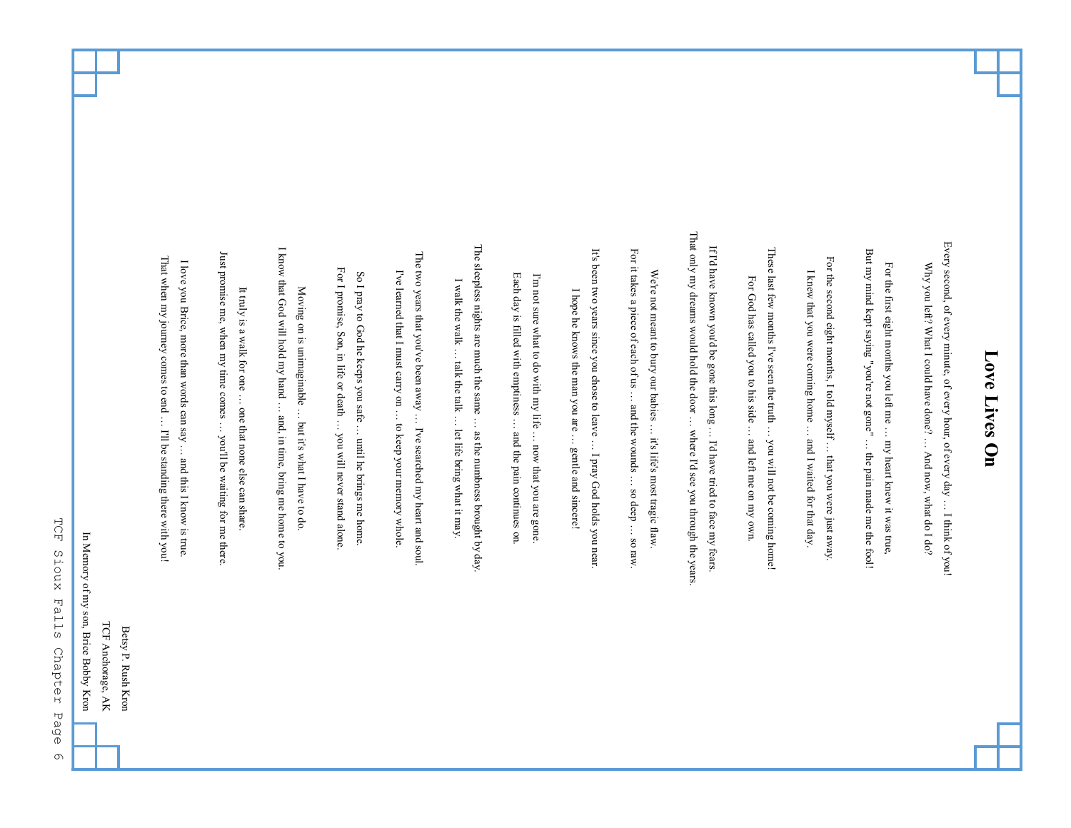# Love Lives On

Every second, of every minute, of every hour, of every day … I think of you!
Why you left? What I could have done? … And now, what do I do?

For the first eight months you left me … my heart knew it was true,
But my mind kept saying "you're not gone" … the pain made me the fool!

For the second eight months, I told myself … that you were just away.
I knew that you were coming home … and I waited for that day.

These last few months I've seen the truth … you will not be coming home!
For God has called you to his side … and left me on my own.

If I'd have known you'd be gone this long … I'd have tried to face my fears.
That only my dreams would hold the door … where I'd see you through the years.

We're not meant to bury our babies … it's life's most tragic flaw.
For it takes a piece of each of us … and the wounds … so deep … so raw.

It's been two years since you chose to leave … I pray God holds you near.
I hope he knows the man you are … gentle and sincere!

I'm not sure what to do with my life … now that you are gone.
Each day is filled with emptiness … and the pain continues on.

The sleepless nights are much the same … as the numbness brought by day.
I walk the walk … talk the talk … let life bring what it may.

The two years that you've been away … I've searched my heart and soul.
I've learned that I must carry on … to keep your memory whole.

So I pray to God he keeps you safe … until he brings me home.
For I promise, Son, in life or death … you will never stand alone.

Moving on is unimaginable … but it's what I have to do.
I know that God will hold my hand … and, in time, bring me home to you.

It truly is a walk for one … one that none else can share.
Just promise me, when my time comes … you'll be waiting for me there.

I love you Brice, more than words can say … and this I know is true.
That when my journey comes to end … I'll be standing there with you!

Betsy P. Rush Kron
TCF Anchorage, AK
In Memory of my son, Brice Bobby Kron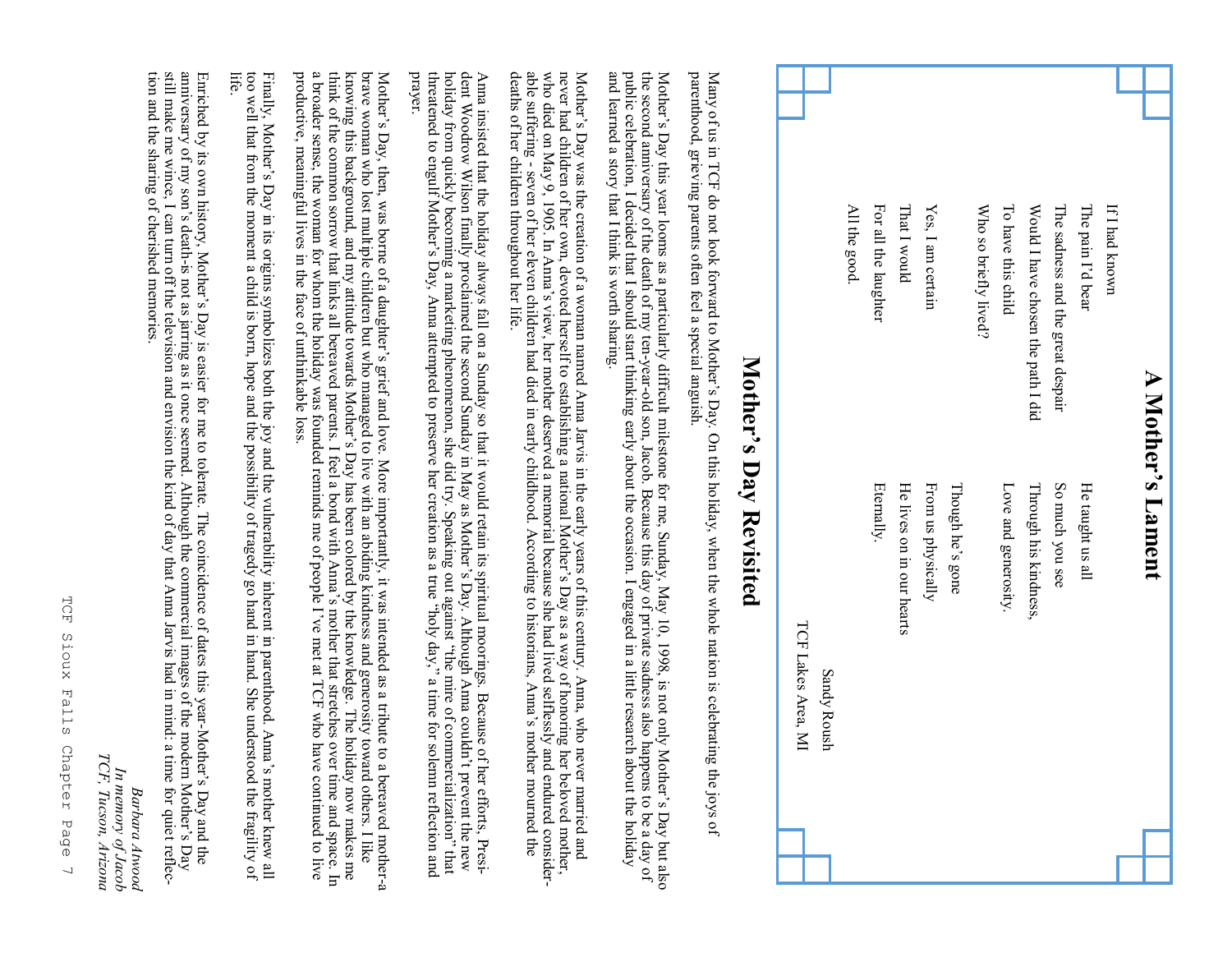## A Mother's Lament

If I had known
The pain I'd bear
The sadness and the great despair
Would I have chosen the path I did
To have this child
Who so briefly lived?

Yes, I am certain
That I would
For all the laughter
All the good.

He taught us all
So much you see
Through his kindness,
Love and generosity.

Though he's gone
From us physically
He lives on in our hearts
Eternally.

Sandy Roush
TCF Lakes Area, MI

# Mother's Day Revisited

Many of us in TCF do not look forward to Mother's Day. On this holiday, when the whole nation is celebrating the joys of parenthood, grieving parents often feel a special anguish.

Mother's Day this year looms as a particularly difficult milestone for me. Sunday, May 10, 1998, is not only Mother's Day but also the second anniversary of the death of my ten-year-old son, Jacob. Because this day of private sadness also happens to be a day of public celebration, I decided that I should start thinking early about the occasion. I engaged in a little research about the holiday and learned a story that I think is worth sharing.

Mother's Day was the creation of a woman named Anna Jarvis in the early years of this century. Anna, who never married and never had children of her own, devoted herself to establishing a national Mother's Day as a way of honoring her beloved mother, who died on May 9, 1905. In Anna's view, her mother deserved a memorial because she had lived selflessly and endured considerable suffering - seven of her eleven children had died in early childhood. According to historians, Anna's mother mourned the deaths of her children throughout her life.

Anna insisted that the holiday always fall on a Sunday so that it would retain its spiritual moorings. Because of her efforts, President Woodrow Wilson finally proclaimed the second Sunday in May as Mother's Day. Although Anna couldn't prevent the new holiday from quickly becoming a marketing phenomenon, she did try. Speaking out against "the mire of commercialization" that threatened to engulf Mother's Day, Anna attempted to preserve her creation as a true "holy day," a time for solemn reflection and prayer.

Mother's Day, then, was borne of a daughter's grief and love. More importantly, it was intended as a tribute to a bereaved mother-a brave woman who lost multiple children but who managed to live with an abiding kindness and generosity toward others. I like knowing this background, and my attitude towards Mother's Day has been colored by the knowledge. The holiday now makes me think of the common sorrow that links all bereaved parents. I feel a bond with Anna's mother that stretches over time and space. In a broader sense, the woman for whom the holiday was founded reminds me of people I've met at TCF who have continued to live productive, meaningful lives in the face of unthinkable loss.

Finally, Mother's Day in its origins symbolizes both the joy and the vulnerability inherent in parenthood. Anna's mother knew all too well that from the moment a child is born, hope and the possibility of tragedy go hand in hand. She understood the fragility of life.

Enriched by its own history, Mother's Day is easier for me to tolerate. The coincidence of dates this year-Mother's Day and the anniversary of my son's death-is not as jarring as it once seemed. Although the commercial images of the modern Mother's Day still make me wince, I can turn off the television and envision the kind of day that Anna Jarvis had in mind: a time for quiet reflection and the sharing of cherished memories.

*Barbara Atwood*
*In memory of Jacob*
*TCF, Tucson, Arizona*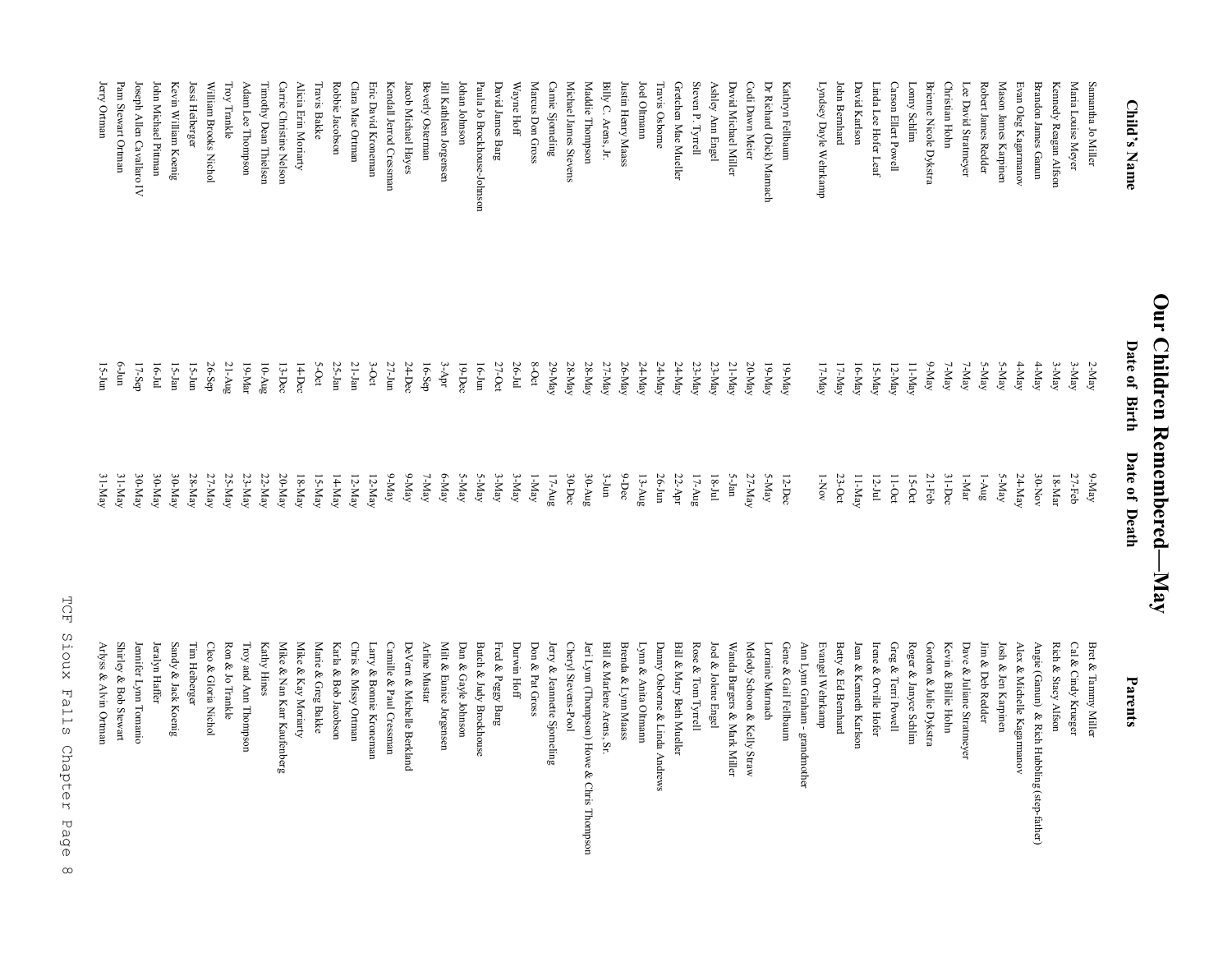# Our Children Remembered—May

| Child's Name | Date of Birth | Date of Death | Parents |
|---|---|---|---|
| Samantha Jo Miller | 2-May | 9-May | Bret & Tammy Miller |
| Maria Louise Meyer | 3-May | 27-Feb | Cal & Cindy Krueger |
| Kennedy Reagan Alfson | 3-May | 18-Mar | Rich & Stacy Alfson |
| Brandon James Ganun | 4-May | 30-Nov | Angie (Ganun) & Rich Hubbling (step-father) |
| Evan Oleg Kagarmanov | 4-May | 24-May | Alex & Michelle Kagarmanov |
| Mason James Karpinen | 5-May | 5-May | Josh & Jen Karpinen |
| Robert James Redder | 5-May | 1-Aug | Jim & Deb Redder |
| Lee David Stratmeyer | 7-May | 1-Mar | Dave & Juliane Stratmeyer |
| Christian Hohn | 7-May | 31-Dec | Kevin & Billie Hohn |
| Brienne Nicole Dykstra | 9-May | 21-Feb | Gordon & Julie Dykstra |
| Lonny Schlim | 11-May | 15-Oct | Roger & Janyce Schlim |
| Carson Elliott Powell | 12-May | 11-Oct | Greg & Terri Powell |
| Linda Lee Hofer Leaf | 15-May | 12-Jul | Irene & Orville Hofer |
| David Karlson | 16-May | 11-May | Jean & Kenneth Karlson |
| John Bernhard | 17-May | 23-Oct | Betty & Ed Bernhard |
| Lyndsey Dayle Wehrkamp | 17-May | 1-Nov | Evangel Wehrkamp |
| | | | Ann Lynn Graham - grandmother |
| Kathryn Fellbaum | 19-May | 12-Dec | Gene & Gail Fellbaum |
| Dr Richard (Dick) Marnach | 19-May | 5-May | Lorraine Marnach |
| Codi Dawn Meier | 20-May | 27-May | Melody Schoon & Kelly Straw |
| David Michael Miller | 21-May | 5-Jan | Wanda Burgers & Mark Miller |
| Ashley Ann Engel | 23-May | 18-Jul | Joel & Jolene Engel |
| Steven P. Tyrrell | 23-May | 17-Aug | Rose & Tom Tyrrell |
| Gretchen Mae Mueller | 24-May | 22-Apr | Bill & Mary Beth Mueller |
| Travis Osborne | 24-May | 26-Jun | Danny Osborne & Linda Andrews |
| Joel Oltmann | 24-May | 13-Aug | Lynn & Anita Oltmann |
| Justin Henry Maass | 26-May | 9-Dec | Brenda & Lynn Maass |
| Billy C. Arens, Jr. | 27-May | 3-Jun | Bill & Marlene Arens, Sr. |
| Maddie Thompson | 28-May | 30-Aug | Jeri Lynn (Thompson) Howe & Chris Thompson |
| Michael James Stevens | 28-May | 30-Dec | Cheryl Stevens-Pool |
| Carnie Sjomeling | 29-May | 17-Aug | Jerry & Jeannette Sjomeling |
| Marcus Don Gross | 8-Oct | 1-May | Don & Pat Gross |
| Wayne Hoff | 26-Jul | 3-May | Durwin Hoff |
| David James Barg | 27-Oct | 3-May | Fred & Peggy Barg |
| Paula Jo Brockhouse-Johnson | 16-Jun | 5-May | Butch & Judy Brockhouse |
| Johan Johnson | 19-Dec | 5-May | Dan & Gayle Johnson |
| Jill Kathleen Jorgensen | 3-Apr | 6-May | Milt & Eunice Jorgensen |
| Beverly Osterman | 16-Sep | 7-May | Arline Mustar |
| Jacob Michael Hayes | 24-Dec | 9-May | DeVern & Michelle Berkland |
| Kendall Jerrod Cressman | 27-Jun | 9-May | Camille & Paul Cressman |
| Eric David Kroneman | 3-Oct | 12-May | Larry & Bonnie Kroneman |
| Clara Mae Ortman | 21-Jan | 12-May | Chris & Missy Ortman |
| Robbie Jacobson | 25-Jan | 14-May | Karla & Bob Jacobson |
| Travis Bakke | 5-Oct | 15-May | Marie & Greg Bakke |
| Alicia Erin Moriarty | 14-Dec | 18-May | Mike & Kay Moriarty |
| Carrie Christine Nelson | 13-Dec | 20-May | Mike & Nan Karr Kaufenberg |
| Timothy Dean Thielsen | 10-Aug | 22-May | Kathy Hines |
| Adam Lee Thompson | 19-Mar | 23-May | Troy and Ann Thompson |
| Troy Trankle | 21-Aug | 25-May | Ron & Jo Trankle |
| William Brooks Nichol | 26-Sep | 27-May | Cleo & Gloria Nichol |
| Jessi Heiberger | 15-Jun | 28-May | Tim Heiberger |
| Kevin William Koenig | 15-Jan | 30-May | Sandy & Jack Koenig |
| John Michael Pittman | 16-Jul | 30-May | Jeralyn Haffer |
| Joseph Allen Cavallaro IV | 17-Sep | 30-May | Jennifer Lynn Tomanio |
| Pam Stewart Ortman | 6-Jun | 31-May | Shirley & Bob Stewart |
| Jerry Ortman | 15-Jun | 31-May | Arlyss & Alvin Ortman |